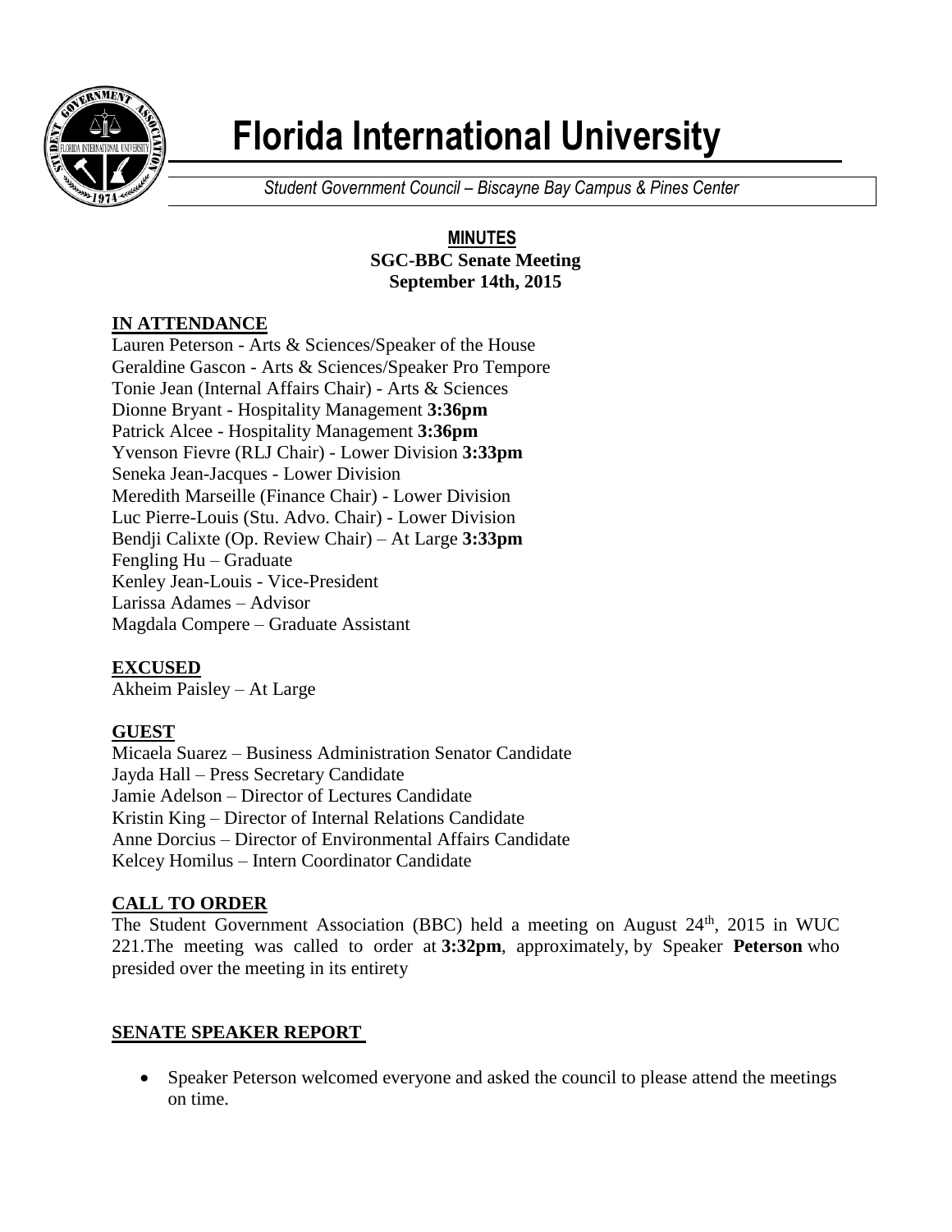# Florida International University

*Student Government Council – Biscayne Bay Campus & Pines Center*

**MINUTES**
**SGC-BBC Senate Meeting**
**September 14th, 2015**

## IN ATTENDANCE

Lauren Peterson - Arts & Sciences/Speaker of the House
Geraldine Gascon - Arts & Sciences/Speaker Pro Tempore
Tonie Jean (Internal Affairs Chair) - Arts & Sciences
Dionne Bryant - Hospitality Management **3:36pm**
Patrick Alcee - Hospitality Management **3:36pm**
Yvenson Fievre (RLJ Chair) - Lower Division **3:33pm**
Seneka Jean-Jacques - Lower Division
Meredith Marseille (Finance Chair) - Lower Division
Luc Pierre-Louis (Stu. Advo. Chair) - Lower Division
Bendji Calixte (Op. Review Chair) – At Large **3:33pm**
Fengling Hu – Graduate
Kenley Jean-Louis - Vice-President
Larissa Adames – Advisor
Magdala Compere – Graduate Assistant

## EXCUSED

Akheim Paisley – At Large

## GUEST

Micaela Suarez – Business Administration Senator Candidate
Jayda Hall – Press Secretary Candidate
Jamie Adelson – Director of Lectures Candidate
Kristin King – Director of Internal Relations Candidate
Anne Dorcius – Director of Environmental Affairs Candidate
Kelcey Homilus – Intern Coordinator Candidate

## CALL TO ORDER

The Student Government Association (BBC) held a meeting on August 24th, 2015 in WUC 221.The meeting was called to order at **3:32pm**, approximately, by Speaker **Peterson** who presided over the meeting in its entirety

## SENATE SPEAKER REPORT

- Speaker Peterson welcomed everyone and asked the council to please attend the meetings on time.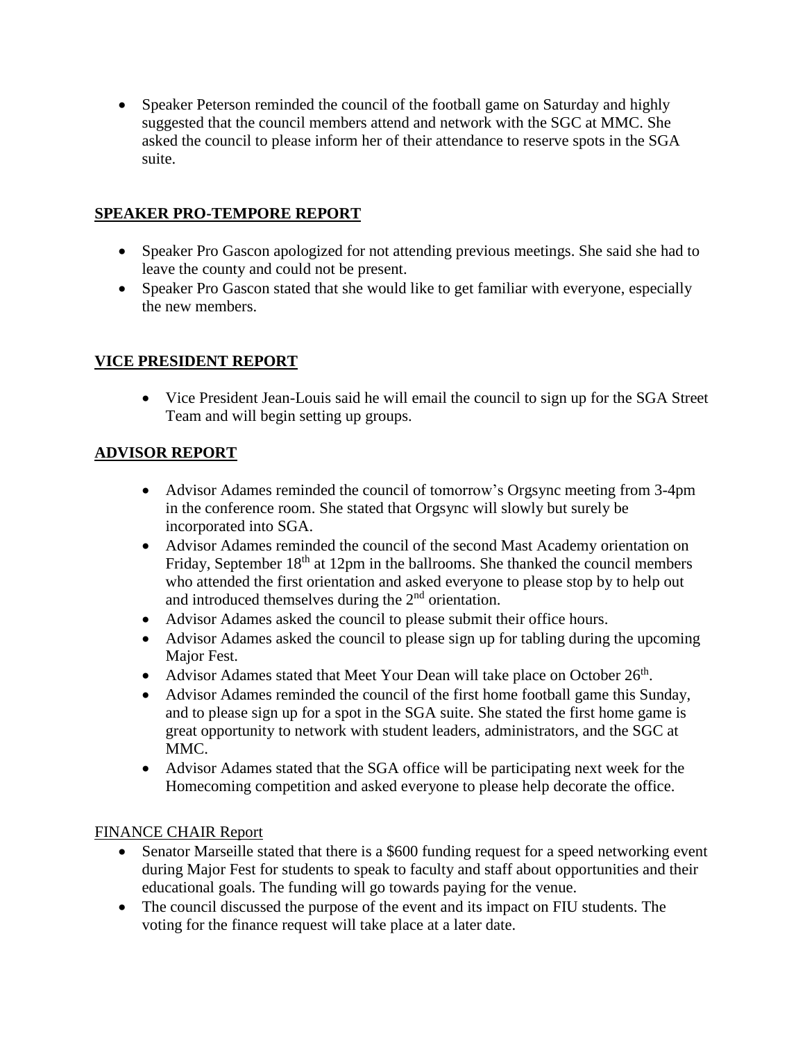- Speaker Peterson reminded the council of the football game on Saturday and highly suggested that the council members attend and network with the SGC at MMC. She asked the council to please inform her of their attendance to reserve spots in the SGA suite.

## SPEAKER PRO-TEMPORE REPORT

- Speaker Pro Gascon apologized for not attending previous meetings. She said she had to leave the county and could not be present.
- Speaker Pro Gascon stated that she would like to get familiar with everyone, especially the new members.

## VICE PRESIDENT REPORT

- Vice President Jean-Louis said he will email the council to sign up for the SGA Street Team and will begin setting up groups.

## ADVISOR REPORT

- Advisor Adames reminded the council of tomorrow's Orgsync meeting from 3-4pm in the conference room. She stated that Orgsync will slowly but surely be incorporated into SGA.
- Advisor Adames reminded the council of the second Mast Academy orientation on Friday, September 18th at 12pm in the ballrooms. She thanked the council members who attended the first orientation and asked everyone to please stop by to help out and introduced themselves during the 2nd orientation.
- Advisor Adames asked the council to please submit their office hours.
- Advisor Adames asked the council to please sign up for tabling during the upcoming Major Fest.
- Advisor Adames stated that Meet Your Dean will take place on October 26th.
- Advisor Adames reminded the council of the first home football game this Sunday, and to please sign up for a spot in the SGA suite. She stated the first home game is great opportunity to network with student leaders, administrators, and the SGC at MMC.
- Advisor Adames stated that the SGA office will be participating next week for the Homecoming competition and asked everyone to please help decorate the office.

## FINANCE CHAIR Report

- Senator Marseille stated that there is a $600 funding request for a speed networking event during Major Fest for students to speak to faculty and staff about opportunities and their educational goals. The funding will go towards paying for the venue.
- The council discussed the purpose of the event and its impact on FIU students. The voting for the finance request will take place at a later date.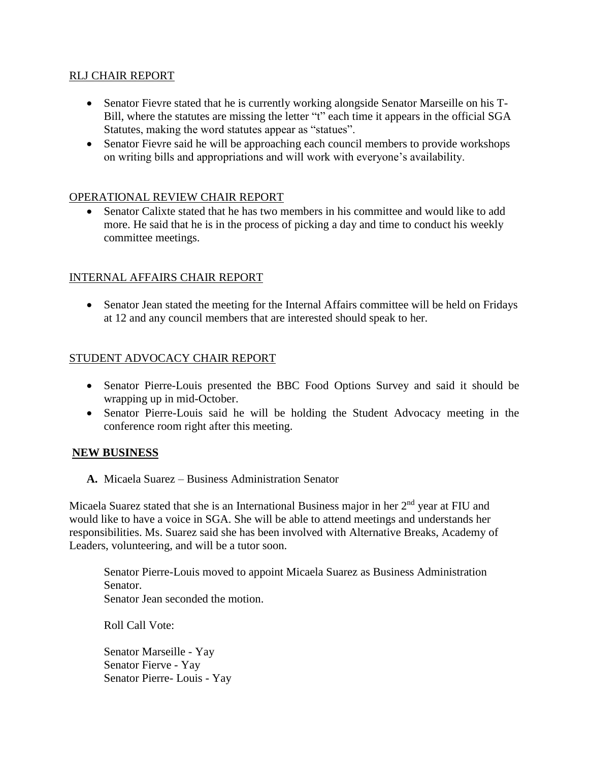<u>RLJ CHAIR REPORT</u>

- Senator Fievre stated that he is currently working alongside Senator Marseille on his T-Bill, where the statutes are missing the letter "t" each time it appears in the official SGA Statutes, making the word statutes appear as "statues".
- Senator Fievre said he will be approaching each council members to provide workshops on writing bills and appropriations and will work with everyone's availability.

<u>OPERATIONAL REVIEW CHAIR REPORT</u>

- Senator Calixte stated that he has two members in his committee and would like to add more. He said that he is in the process of picking a day and time to conduct his weekly committee meetings.

<u>INTERNAL AFFAIRS CHAIR REPORT</u>

- Senator Jean stated the meeting for the Internal Affairs committee will be held on Fridays at 12 and any council members that are interested should speak to her.

<u>STUDENT ADVOCACY CHAIR REPORT</u>

- Senator Pierre-Louis presented the BBC Food Options Survey and said it should be wrapping up in mid-October.
- Senator Pierre-Louis said he will be holding the Student Advocacy meeting in the conference room right after this meeting.

**<u>NEW BUSINESS</u>**

**A.** Micaela Suarez – Business Administration Senator

Micaela Suarez stated that she is an International Business major in her 2nd year at FIU and would like to have a voice in SGA. She will be able to attend meetings and understands her responsibilities. Ms. Suarez said she has been involved with Alternative Breaks, Academy of Leaders, volunteering, and will be a tutor soon.

Senator Pierre-Louis moved to appoint Micaela Suarez as Business Administration Senator.
Senator Jean seconded the motion.

Roll Call Vote:

Senator Marseille - Yay
Senator Fierve - Yay
Senator Pierre- Louis - Yay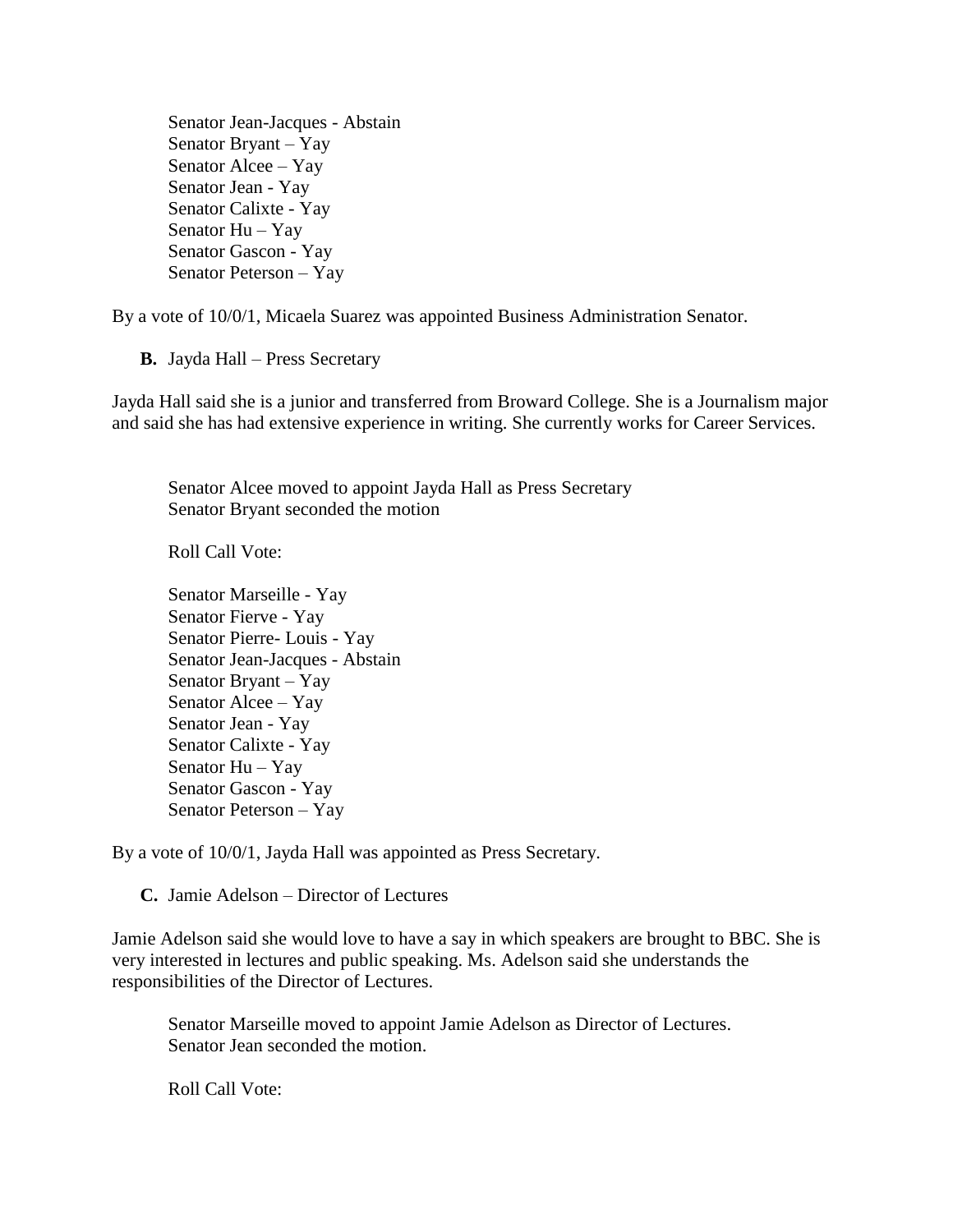Senator Jean-Jacques - Abstain
Senator Bryant – Yay
Senator Alcee – Yay
Senator Jean - Yay
Senator Calixte - Yay
Senator Hu – Yay
Senator Gascon - Yay
Senator Peterson – Yay

By a vote of 10/0/1, Micaela Suarez was appointed Business Administration Senator.

**B.** Jayda Hall – Press Secretary

Jayda Hall said she is a junior and transferred from Broward College. She is a Journalism major and said she has had extensive experience in writing. She currently works for Career Services.

Senator Alcee moved to appoint Jayda Hall as Press Secretary
Senator Bryant seconded the motion

Roll Call Vote:

Senator Marseille - Yay
Senator Fierve - Yay
Senator Pierre- Louis - Yay
Senator Jean-Jacques - Abstain
Senator Bryant – Yay
Senator Alcee – Yay
Senator Jean - Yay
Senator Calixte - Yay
Senator Hu – Yay
Senator Gascon - Yay
Senator Peterson – Yay

By a vote of 10/0/1, Jayda Hall was appointed as Press Secretary.

**C.** Jamie Adelson – Director of Lectures

Jamie Adelson said she would love to have a say in which speakers are brought to BBC. She is very interested in lectures and public speaking. Ms. Adelson said she understands the responsibilities of the Director of Lectures.

Senator Marseille moved to appoint Jamie Adelson as Director of Lectures.
Senator Jean seconded the motion.

Roll Call Vote: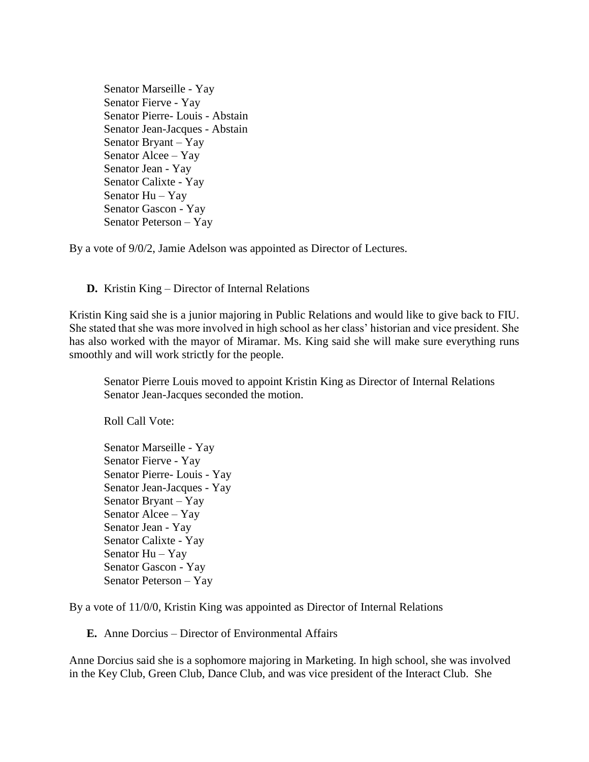Senator Marseille - Yay
Senator Fierve - Yay
Senator Pierre- Louis - Abstain
Senator Jean-Jacques - Abstain
Senator Bryant – Yay
Senator Alcee – Yay
Senator Jean - Yay
Senator Calixte - Yay
Senator Hu – Yay
Senator Gascon - Yay
Senator Peterson – Yay

By a vote of 9/0/2, Jamie Adelson was appointed as Director of Lectures.

**D.** Kristin King – Director of Internal Relations

Kristin King said she is a junior majoring in Public Relations and would like to give back to FIU. She stated that she was more involved in high school as her class' historian and vice president. She has also worked with the mayor of Miramar. Ms. King said she will make sure everything runs smoothly and will work strictly for the people.

Senator Pierre Louis moved to appoint Kristin King as Director of Internal Relations
Senator Jean-Jacques seconded the motion.

Roll Call Vote:

Senator Marseille - Yay
Senator Fierve - Yay
Senator Pierre- Louis - Yay
Senator Jean-Jacques - Yay
Senator Bryant – Yay
Senator Alcee – Yay
Senator Jean - Yay
Senator Calixte - Yay
Senator Hu – Yay
Senator Gascon - Yay
Senator Peterson – Yay

By a vote of 11/0/0, Kristin King was appointed as Director of Internal Relations

**E.** Anne Dorcius – Director of Environmental Affairs

Anne Dorcius said she is a sophomore majoring in Marketing. In high school, she was involved in the Key Club, Green Club, Dance Club, and was vice president of the Interact Club. She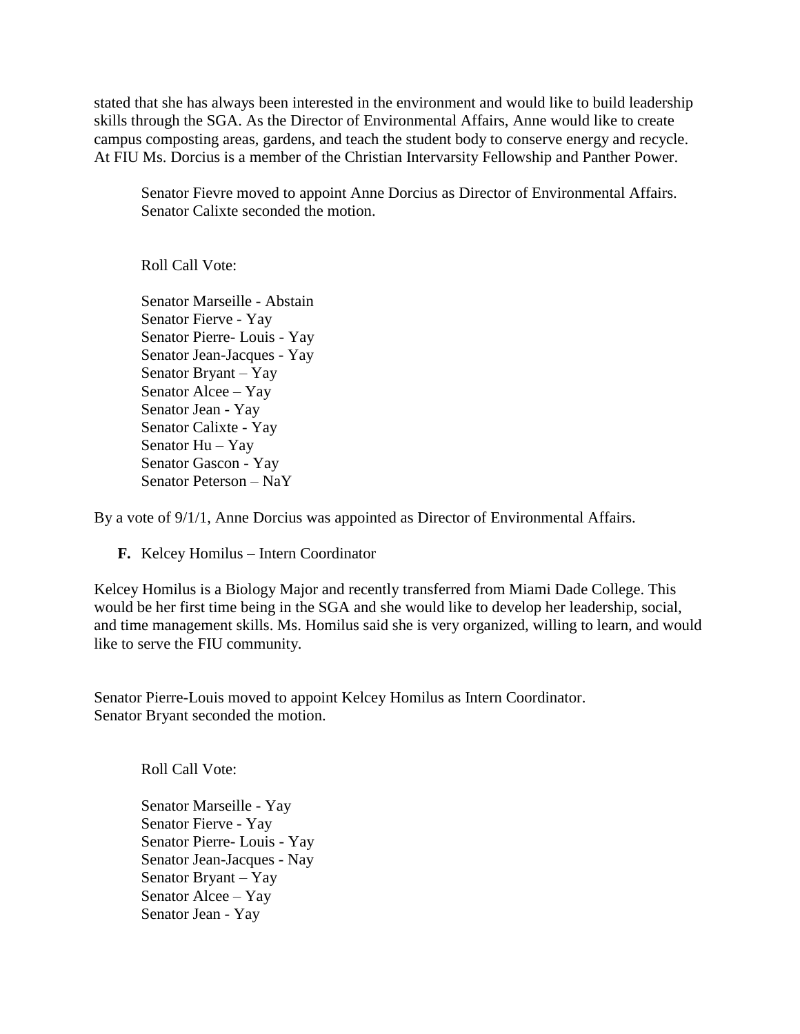stated that she has always been interested in the environment and would like to build leadership skills through the SGA. As the Director of Environmental Affairs, Anne would like to create campus composting areas, gardens, and teach the student body to conserve energy and recycle. At FIU Ms. Dorcius is a member of the Christian Intervarsity Fellowship and Panther Power.

Senator Fievre moved to appoint Anne Dorcius as Director of Environmental Affairs. Senator Calixte seconded the motion.

Roll Call Vote:

Senator Marseille - Abstain
Senator Fierve - Yay
Senator Pierre- Louis - Yay
Senator Jean-Jacques - Yay
Senator Bryant – Yay
Senator Alcee – Yay
Senator Jean - Yay
Senator Calixte - Yay
Senator Hu – Yay
Senator Gascon - Yay
Senator Peterson – NaY

By a vote of 9/1/1, Anne Dorcius was appointed as Director of Environmental Affairs.

**F.** Kelcey Homilus – Intern Coordinator

Kelcey Homilus is a Biology Major and recently transferred from Miami Dade College. This would be her first time being in the SGA and she would like to develop her leadership, social, and time management skills. Ms. Homilus said she is very organized, willing to learn, and would like to serve the FIU community.

Senator Pierre-Louis moved to appoint Kelcey Homilus as Intern Coordinator.
Senator Bryant seconded the motion.

Roll Call Vote:

Senator Marseille - Yay
Senator Fierve - Yay
Senator Pierre- Louis - Yay
Senator Jean-Jacques - Nay
Senator Bryant – Yay
Senator Alcee – Yay
Senator Jean - Yay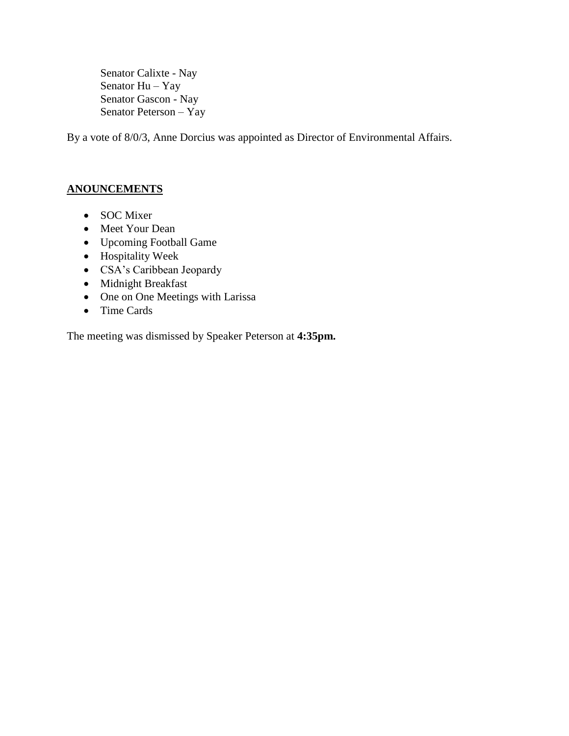Senator Calixte - Nay
Senator Hu – Yay
Senator Gascon - Nay
Senator Peterson – Yay

By a vote of 8/0/3, Anne Dorcius was appointed as Director of Environmental Affairs.

## ANOUNCEMENTS

- SOC Mixer
- Meet Your Dean
- Upcoming Football Game
- Hospitality Week
- CSA's Caribbean Jeopardy
- Midnight Breakfast
- One on One Meetings with Larissa
- Time Cards

The meeting was dismissed by Speaker Peterson at **4:35pm.**